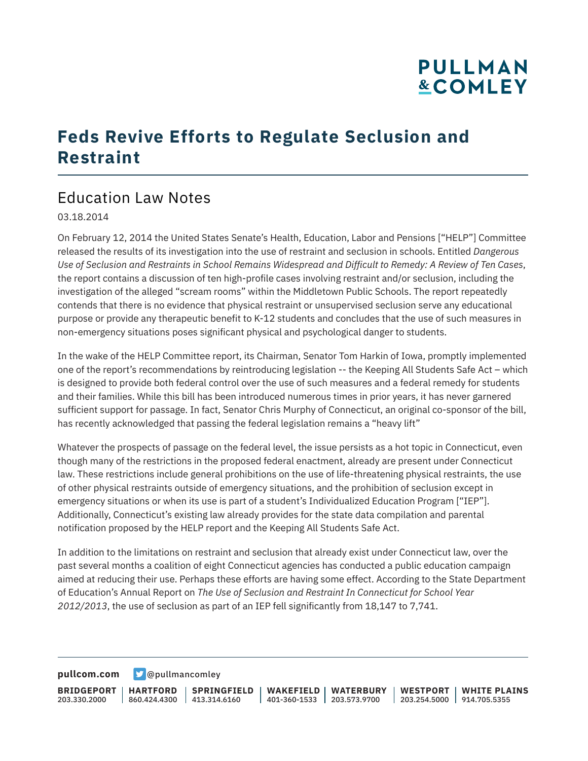# Feds Revive Efforts to Regulate Seclusion and Restraint

## Education Law Notes

03.18.2014

On February 12, 2014 the United States Senate's Health, Education, Labor and Pensions ["HELP"] Committee released the results of its investigation into the use of restraint and seclusion in schools. Entitled *Dangerous Use of Seclusion and Restraints in School Remains Widespread and Difficult to Remedy: A Review of Ten Cases*, the report contains a discussion of ten high-profile cases involving restraint and/or seclusion, including the investigation of the alleged "scream rooms" within the Middletown Public Schools. The report repeatedly contends that there is no evidence that physical restraint or unsupervised seclusion serve any educational purpose or provide any therapeutic benefit to K-12 students and concludes that the use of such measures in non-emergency situations poses significant physical and psychological danger to students.

In the wake of the HELP Committee report, its Chairman, Senator Tom Harkin of Iowa, promptly implemented one of the report's recommendations by reintroducing legislation -- the Keeping All Students Safe Act – which is designed to provide both federal control over the use of such measures and a federal remedy for students and their families. While this bill has been introduced numerous times in prior years, it has never garnered sufficient support for passage. In fact, Senator Chris Murphy of Connecticut, an original co-sponsor of the bill, has recently acknowledged that passing the federal legislation remains a "heavy lift"

Whatever the prospects of passage on the federal level, the issue persists as a hot topic in Connecticut, even though many of the restrictions in the proposed federal enactment, already are present under Connecticut law. These restrictions include general prohibitions on the use of life-threatening physical restraints, the use of other physical restraints outside of emergency situations, and the prohibition of seclusion except in emergency situations or when its use is part of a student's Individualized Education Program ["IEP"]. Additionally, Connecticut's existing law already provides for the state data compilation and parental notification proposed by the HELP report and the Keeping All Students Safe Act.

In addition to the limitations on restraint and seclusion that already exist under Connecticut law, over the past several months a coalition of eight Connecticut agencies has conducted a public education campaign aimed at reducing their use. Perhaps these efforts are having some effect. According to the State Department of Education's Annual Report on *The Use of Seclusion and Restraint In Connecticut for School Year 2012/2013*, the use of seclusion as part of an IEP fell significantly from 18,147 to 7,741.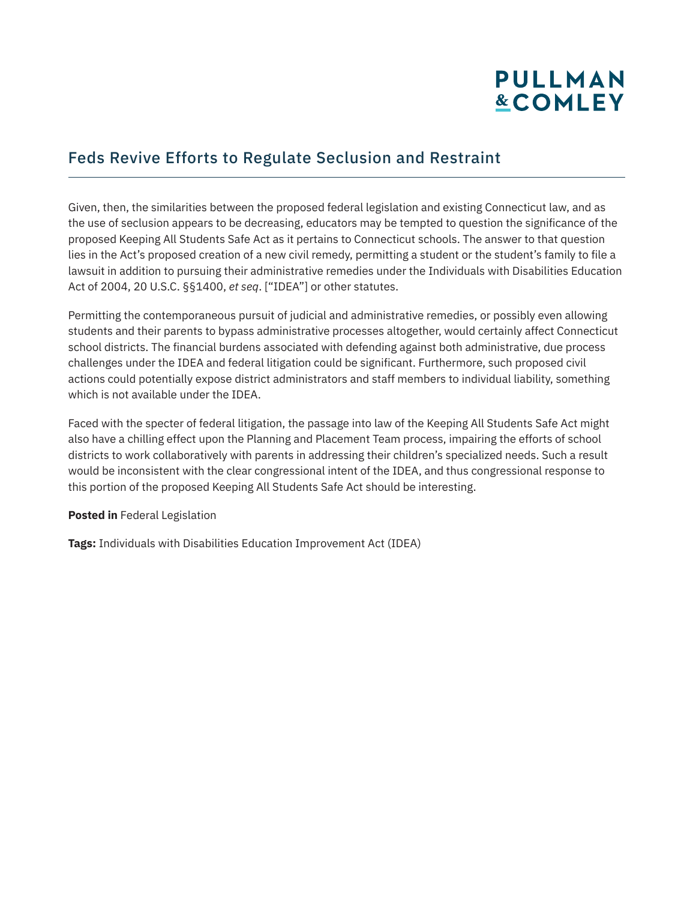# Feds Revive Efforts to Regulate Seclusion and Restraint

Given, then, the similarities between the proposed federal legislation and existing Connecticut law, and as the use of seclusion appears to be decreasing, educators may be tempted to question the significance of the proposed Keeping All Students Safe Act as it pertains to Connecticut schools. The answer to that question lies in the Act's proposed creation of a new civil remedy, permitting a student or the student's family to file a lawsuit in addition to pursuing their administrative remedies under the Individuals with Disabilities Education Act of 2004, 20 U.S.C. §§1400, *et seq*. ["IDEA"] or other statutes.

Permitting the contemporaneous pursuit of judicial and administrative remedies, or possibly even allowing students and their parents to bypass administrative processes altogether, would certainly affect Connecticut school districts. The financial burdens associated with defending against both administrative, due process challenges under the IDEA and federal litigation could be significant. Furthermore, such proposed civil actions could potentially expose district administrators and staff members to individual liability, something which is not available under the IDEA.

Faced with the specter of federal litigation, the passage into law of the Keeping All Students Safe Act might also have a chilling effect upon the Planning and Placement Team process, impairing the efforts of school districts to work collaboratively with parents in addressing their children's specialized needs. Such a result would be inconsistent with the clear congressional intent of the IDEA, and thus congressional response to this portion of the proposed Keeping All Students Safe Act should be interesting.

**Posted in** Federal Legislation

**Tags:** Individuals with Disabilities Education Improvement Act (IDEA)